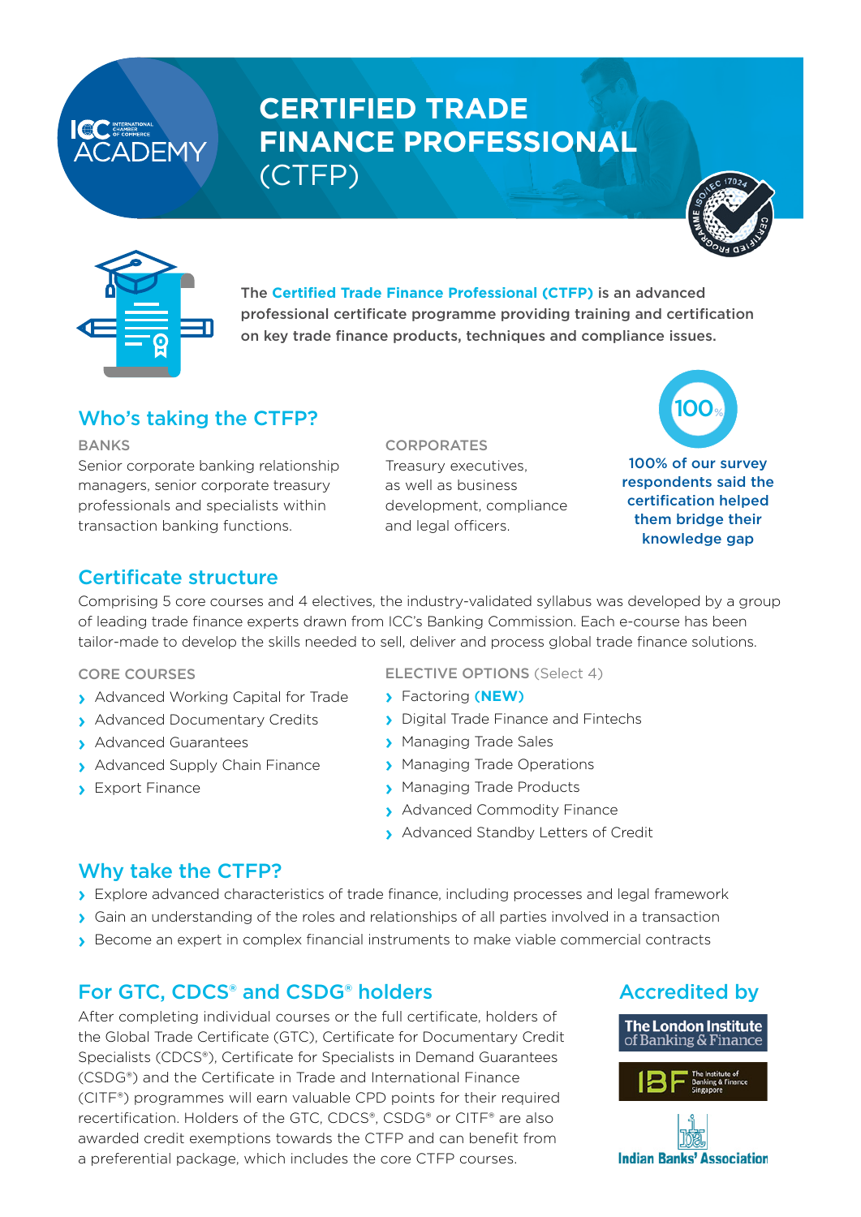# CERTIFIED TRADE FINANCE PROFESSIONAL (CTFP)

**The Certified Trade Finance Professional (CTFP) is an advanced professional certificate programme providing training and certification on key trade finance products, techniques and compliance issues.**

## Who's taking the CTFP?

BANKS

Senior corporate banking relationship managers, senior corporate treasury professionals and specialists within transaction banking functions.

CORPORATES

Treasury executives, as well as business development, compliance and legal officers.

100%

**100% of our survey respondents said the certification helped them bridge their knowledge gap**

## Certificate structure

Comprising 5 core courses and 4 electives, the industry-validated syllabus was developed by a group of leading trade finance experts drawn from ICC's Banking Commission. Each e-course has been tailor-made to develop the skills needed to sell, deliver and process global trade finance solutions.

CORE COURSES

- Advanced Working Capital for Trade
- Advanced Documentary Credits
- Advanced Guarantees
- Advanced Supply Chain Finance
- Export Finance

ELECTIVE OPTIONS (Select 4)

- Factoring **(NEW)**
- Digital Trade Finance and Fintechs
- Managing Trade Sales
- Managing Trade Operations
- Managing Trade Products
- Advanced Commodity Finance
- Advanced Standby Letters of Credit

## Why take the CTFP?

- Explore advanced characteristics of trade finance, including processes and legal framework
- Gain an understanding of the roles and relationships of all parties involved in a transaction
- Become an expert in complex financial instruments to make viable commercial contracts

## For GTC, CDCS® and CSDG® holders

After completing individual courses or the full certificate, holders of the Global Trade Certificate (GTC), Certificate for Documentary Credit Specialists (CDCS®), Certificate for Specialists in Demand Guarantees (CSDG®) and the Certificate in Trade and International Finance (CITF®) programmes will earn valuable CPD points for their required recertification. Holders of the GTC, CDCS®, CSDG® or CITF® are also awarded credit exemptions towards the CTFP and can benefit from a preferential package, which includes the core CTFP courses.

## Accredited by

The London Institute of Banking & Finance

IBF The Institute of Banking & Finance Singapore

Indian Banks' Association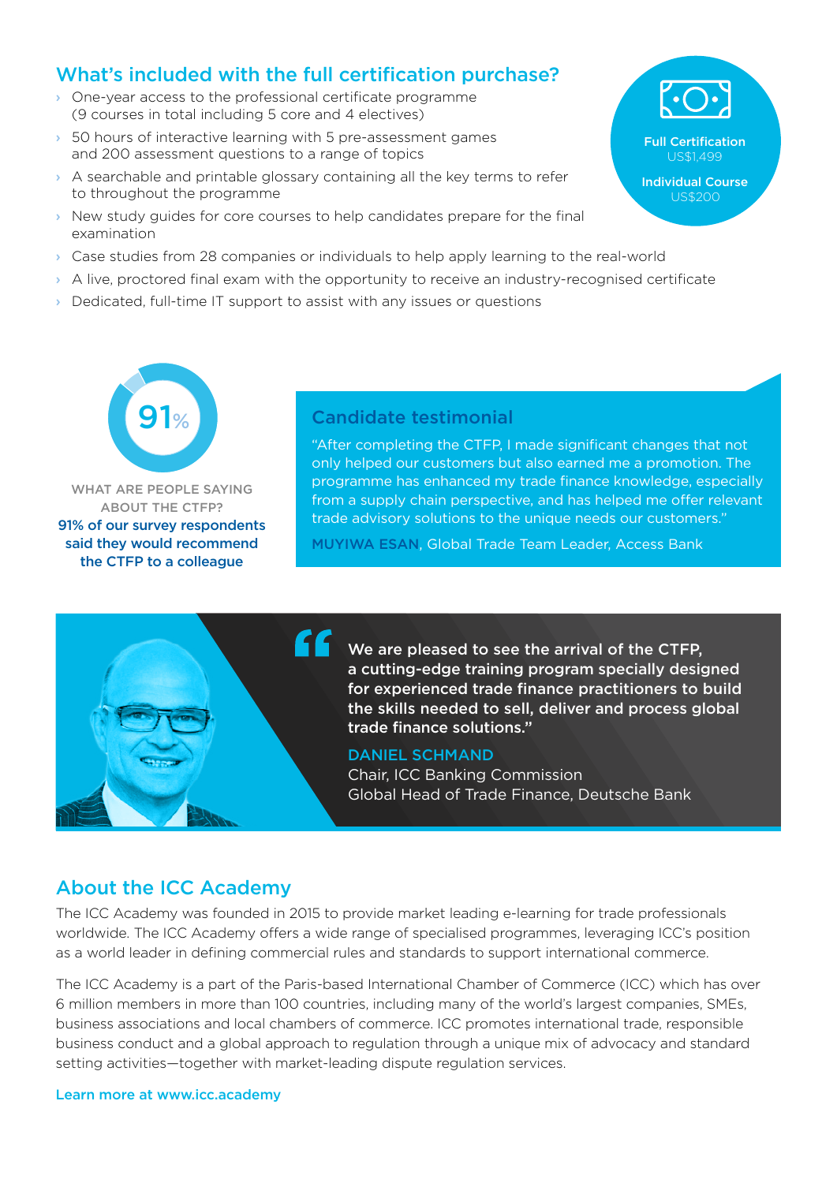## What's included with the full certification purchase?

- One-year access to the professional certificate programme (9 courses in total including 5 core and 4 electives)
- 50 hours of interactive learning with 5 pre-assessment games and 200 assessment questions to a range of topics
- A searchable and printable glossary containing all the key terms to refer to throughout the programme
- New study guides for core courses to help candidates prepare for the final examination
- Case studies from 28 companies or individuals to help apply learning to the real-world
- A live, proctored final exam with the opportunity to receive an industry-recognised certificate
- Dedicated, full-time IT support to assist with any issues or questions

**Full Certification**
US$1,499

**Individual Course**
US$200

91%

WHAT ARE PEOPLE SAYING ABOUT THE CTFP?

**91% of our survey respondents said they would recommend the CTFP to a colleague**

### Candidate testimonial

"After completing the CTFP, I made significant changes that not only helped our customers but also earned me a promotion. The programme has enhanced my trade finance knowledge, especially from a supply chain perspective, and has helped me offer relevant trade advisory solutions to the unique needs our customers."

MUYIWA ESAN, Global Trade Team Leader, Access Bank

**"We are pleased to see the arrival of the CTFP, a cutting-edge training program specially designed for experienced trade finance practitioners to build the skills needed to sell, deliver and process global trade finance solutions."**

DANIEL SCHMAND
Chair, ICC Banking Commission
Global Head of Trade Finance, Deutsche Bank

## About the ICC Academy

The ICC Academy was founded in 2015 to provide market leading e-learning for trade professionals worldwide. The ICC Academy offers a wide range of specialised programmes, leveraging ICC's position as a world leader in defining commercial rules and standards to support international commerce.

The ICC Academy is a part of the Paris-based International Chamber of Commerce (ICC) which has over 6 million members in more than 100 countries, including many of the world's largest companies, SMEs, business associations and local chambers of commerce. ICC promotes international trade, responsible business conduct and a global approach to regulation through a unique mix of advocacy and standard setting activities—together with market-leading dispute regulation services.

**Learn more at www.icc.academy**